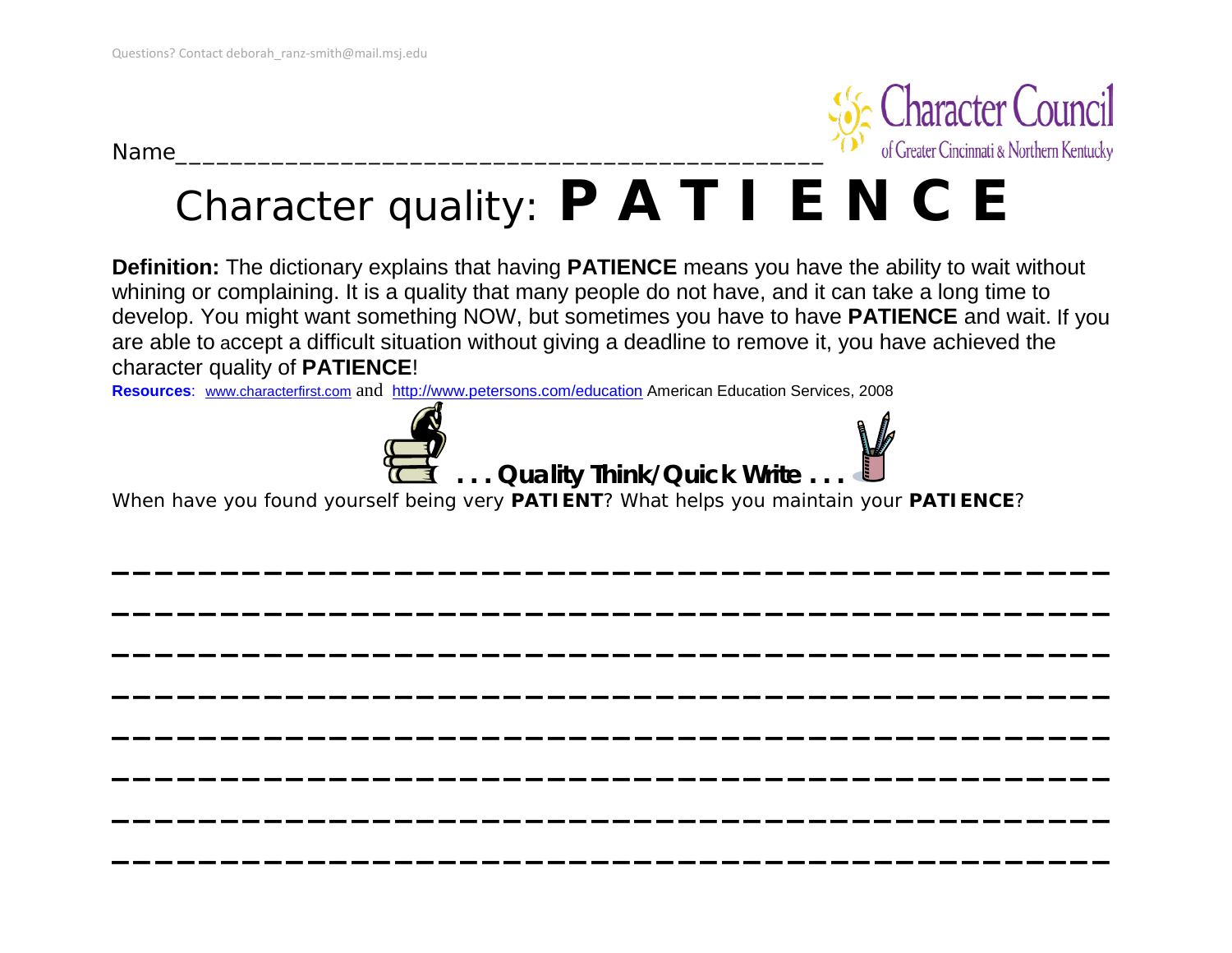Questions? Contact deborah_ranz-smith@mail.msj.edu

Character Council of Greater Cincinnati & Northern Kentucky

Name_______________________________________________

# Character quality: **P A T I E N C E**

**Definition:** The dictionary explains that having **PATIENCE** means you have the ability to wait without whining or complaining. It is a quality that many people do not have, and it can take a long time to develop. You might want something NOW, but sometimes you have to have **PATIENCE** and wait. If you are able to accept a difficult situation without giving a deadline to remove it, you have achieved the character quality of **PATIENCE**!

**Resources**: www.characterfirst.com and http://www.petersons.com/education American Education Services, 2008

**. . . Quality Think/Quick Write . . .**

When have you found yourself being very **PATIENT**? What helps you maintain your **PATIENCE**?

_______________________________________________

_______________________________________________

_______________________________________________

_______________________________________________

_______________________________________________

_______________________________________________

_______________________________________________

_______________________________________________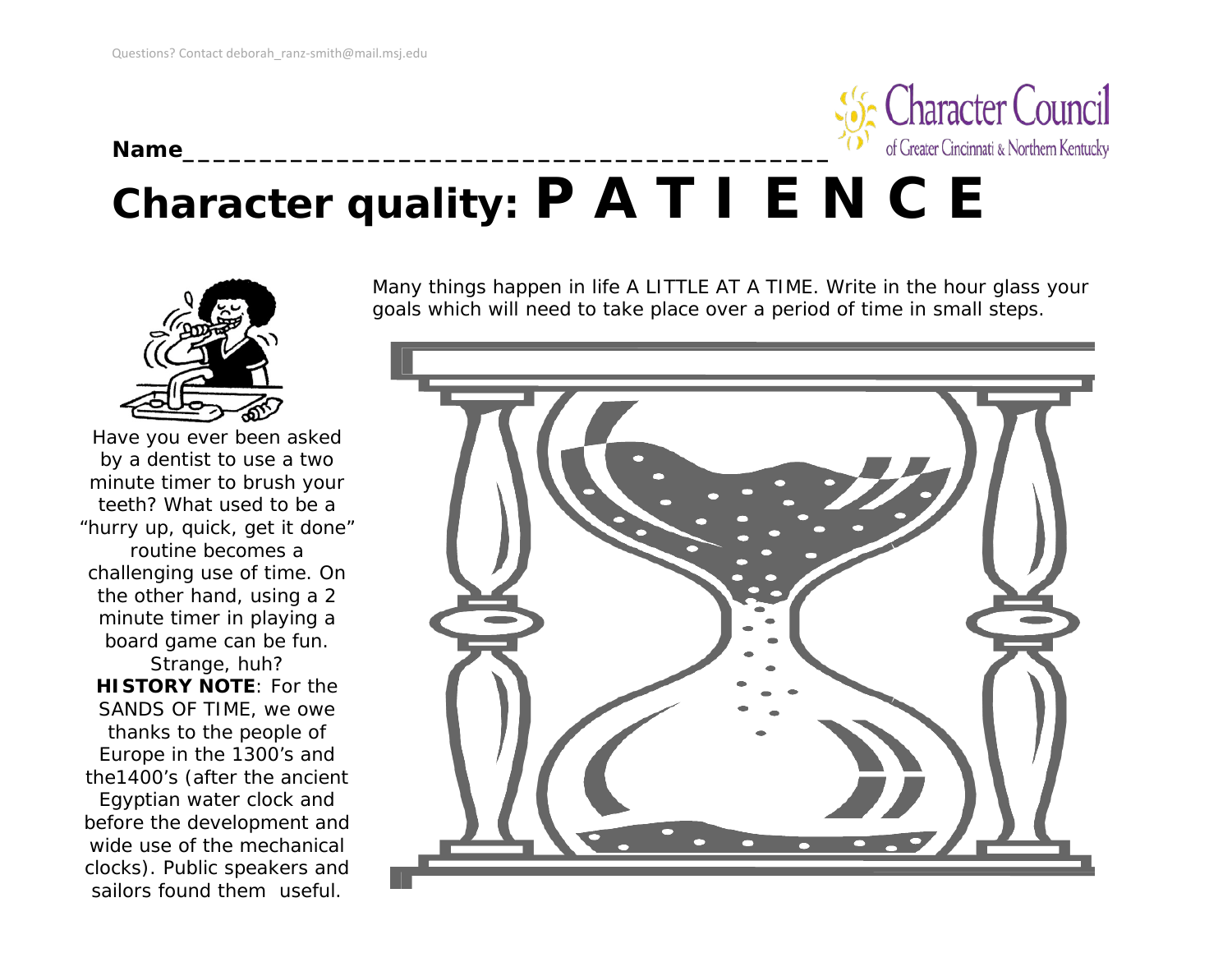Questions? Contact deborah_ranz-smith@mail.msj.edu

Character Council of Greater Cincinnati & Northern Kentucky

**Name**_____________________________________________

# Character quality: P A T I E N C E

Many things happen in life A LITTLE AT A TIME. Write in the hour glass your goals which will need to take place over a period of time in small steps.

Have you ever been asked by a dentist to use a two minute timer to brush your teeth? What used to be a "hurry up, quick, get it done" routine becomes a challenging use of time. On the other hand, using a 2 minute timer in playing a board game can be fun. Strange, huh?

**HISTORY NOTE**: For the SANDS OF TIME, we owe thanks to the people of Europe in the 1300's and the1400's (after the ancient Egyptian water clock and before the development and wide use of the mechanical clocks). Public speakers and sailors found them useful.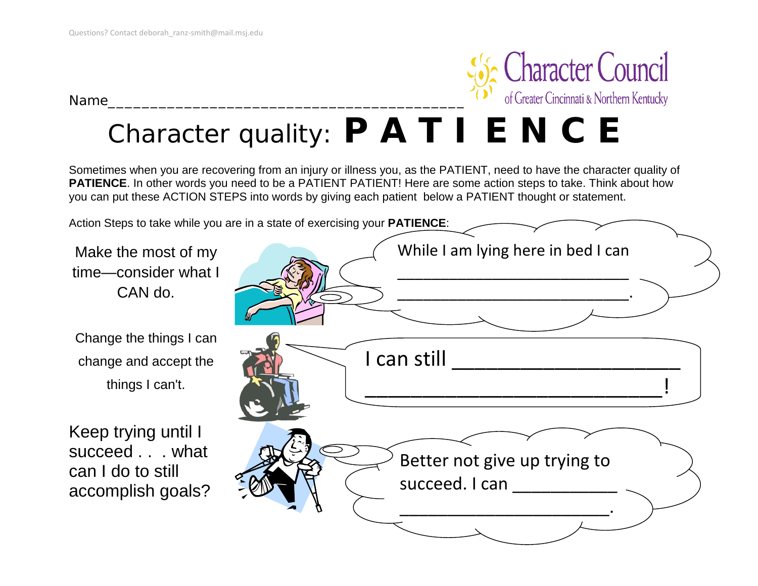Questions? Contact deborah_ranz-smith@mail.msj.edu

Character Council of Greater Cincinnati & Northern Kentucky

Name___________________________________________

# Character quality: **P A T I E N C E**

Sometimes when you are recovering from an injury or illness you, as the PATIENT, need to have the character quality of **PATIENCE**. In other words you need to be a PATIENT PATIENT! Here are some action steps to take. Think about how you can put these ACTION STEPS into words by giving each patient below a PATIENT thought or statement.

Action Steps to take while you are in a state of exercising your **PATIENCE**:

Make the most of my time—consider what I CAN do.

While I am lying here in bed I can ___________________________ ___________________________.

Change the things I can change and accept the things I can't.

I can still _____________________ ____________________________!

Keep trying until I succeed . . . what can I do to still accomplish goals?

Better not give up trying to succeed. I can ___________ ______________________.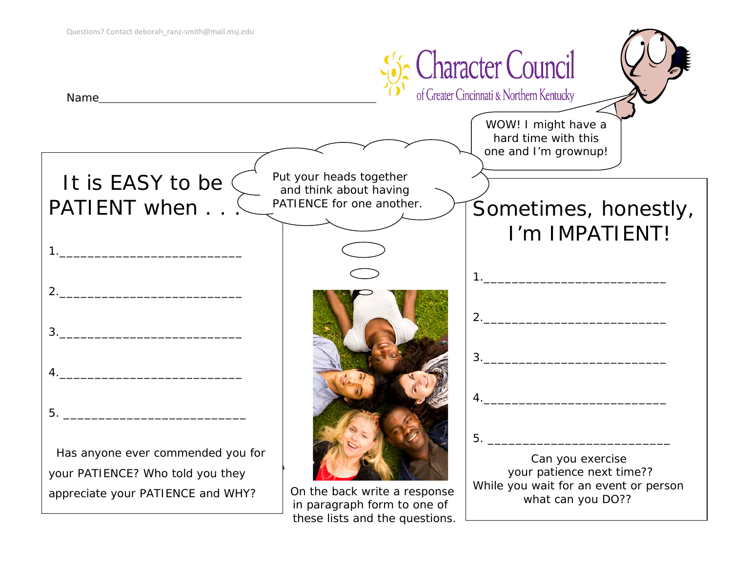Questions? Contact deborah_ranz-smith@mail.msj.edu

Character Council
of Greater Cincinnati & Northern Kentucky

Name_______________________________________________

WOW! I might have a hard time with this one and I'm grownup!

Put your heads together and think about having PATIENCE for one another.

## It is EASY to be PATIENT when . . .

1.___________________________

2.___________________________

3.___________________________

4.___________________________

5. ___________________________

Has anyone ever commended you for your PATIENCE? Who told you they appreciate your PATIENCE and WHY?

On the back write a response in paragraph form to one of these lists and the questions.

## Sometimes, honestly, I'm IMPATIENT!

1.___________________________

2.___________________________

3.___________________________

4.___________________________

5. ___________________________

Can you exercise your patience next time?? While you wait for an event or person what can you DO??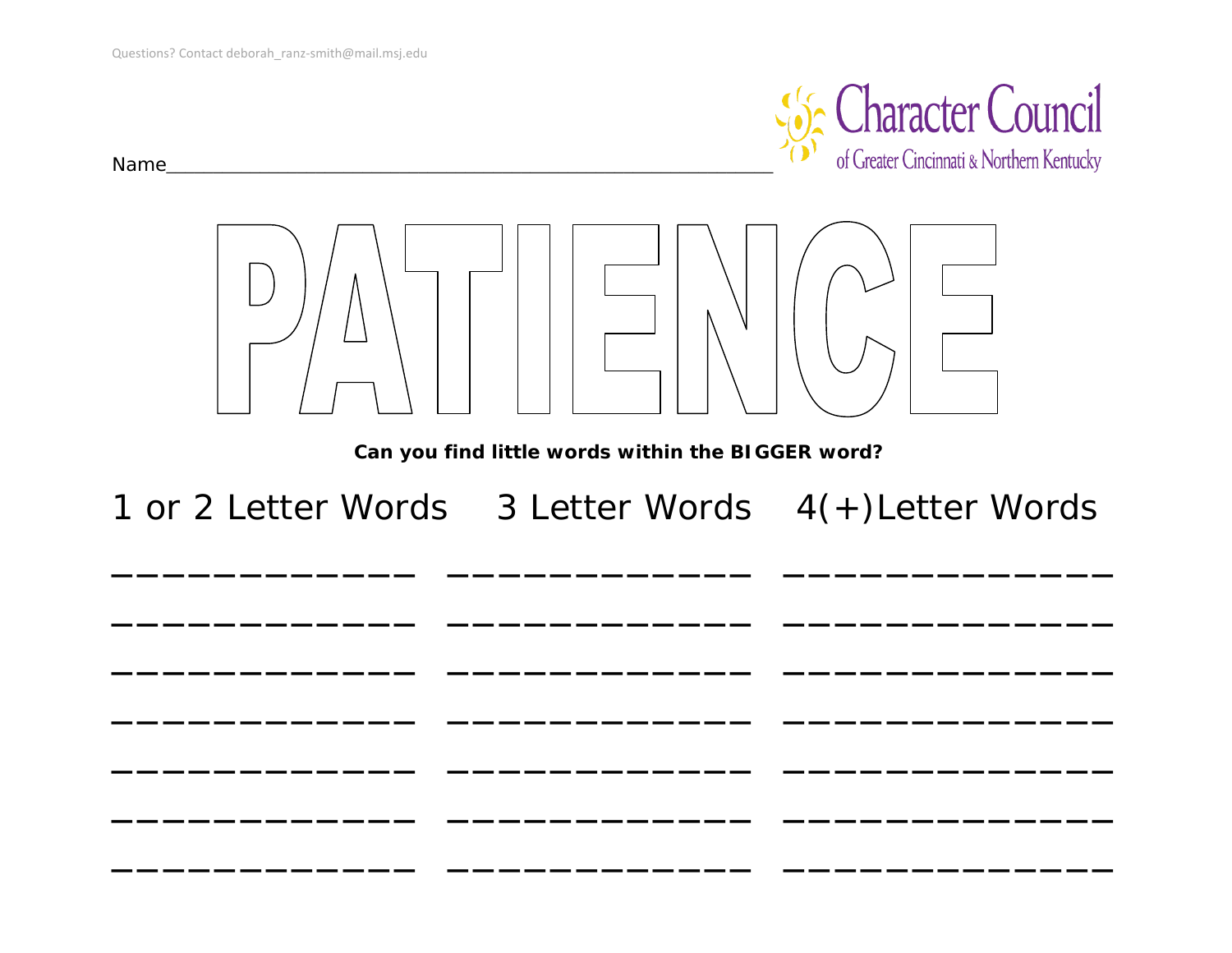Questions? Contact deborah_ranz-smith@mail.msj.edu

Name_______________________________________________

Character Council of Greater Cincinnati & Northern Kentucky

# PATIENCE

**Can you find little words within the BIGGER word?**

| 1 or 2 Letter Words | 3 Letter Words | 4(+)Letter Words |
|---|---|---|
| ____________ | ____________ | _____________ |
| ____________ | ____________ | _____________ |
| ____________ | ____________ | _____________ |
| ____________ | ____________ | _____________ |
| ____________ | ____________ | _____________ |
| ____________ | ____________ | _____________ |
| ____________ | ____________ | _____________ |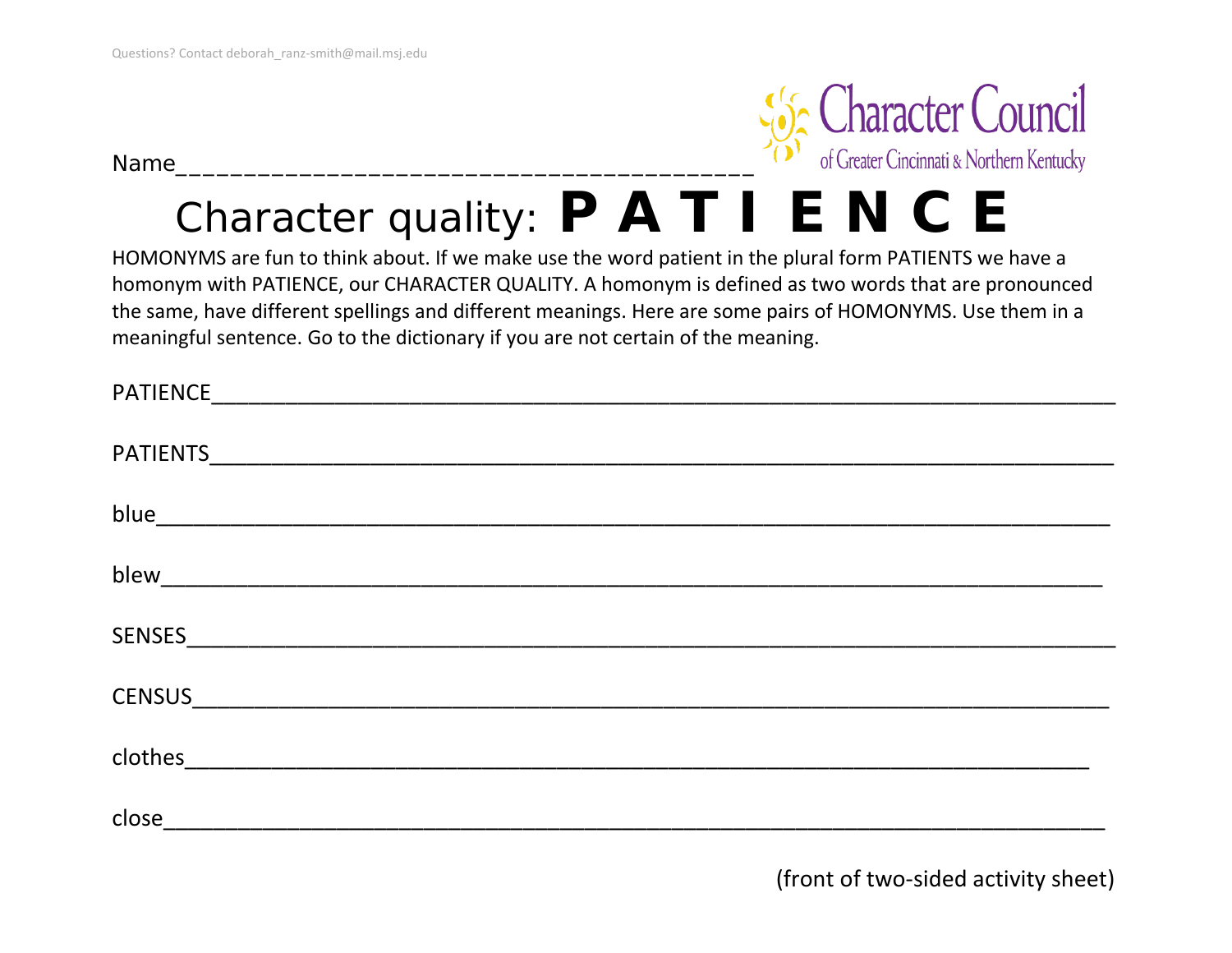Questions? Contact deborah_ranz-smith@mail.msj.edu

Character Council of Greater Cincinnati & Northern Kentucky

Name_________________________________________

# Character quality: **P A T I E N C E**

HOMONYMS are fun to think about. If we make use the word patient in the plural form PATIENTS we have a homonym with PATIENCE, our CHARACTER QUALITY. A homonym is defined as two words that are pronounced the same, have different spellings and different meanings. Here are some pairs of HOMONYMS. Use them in a meaningful sentence. Go to the dictionary if you are not certain of the meaning.

PATIENCE_____________________________________________________________________

PATIENTS_____________________________________________________________________

blue_________________________________________________________________________

blew_________________________________________________________________________

SENSES______________________________________________________________________

CENSUS______________________________________________________________________

clothes______________________________________________________________________

close________________________________________________________________________

(front of two-sided activity sheet)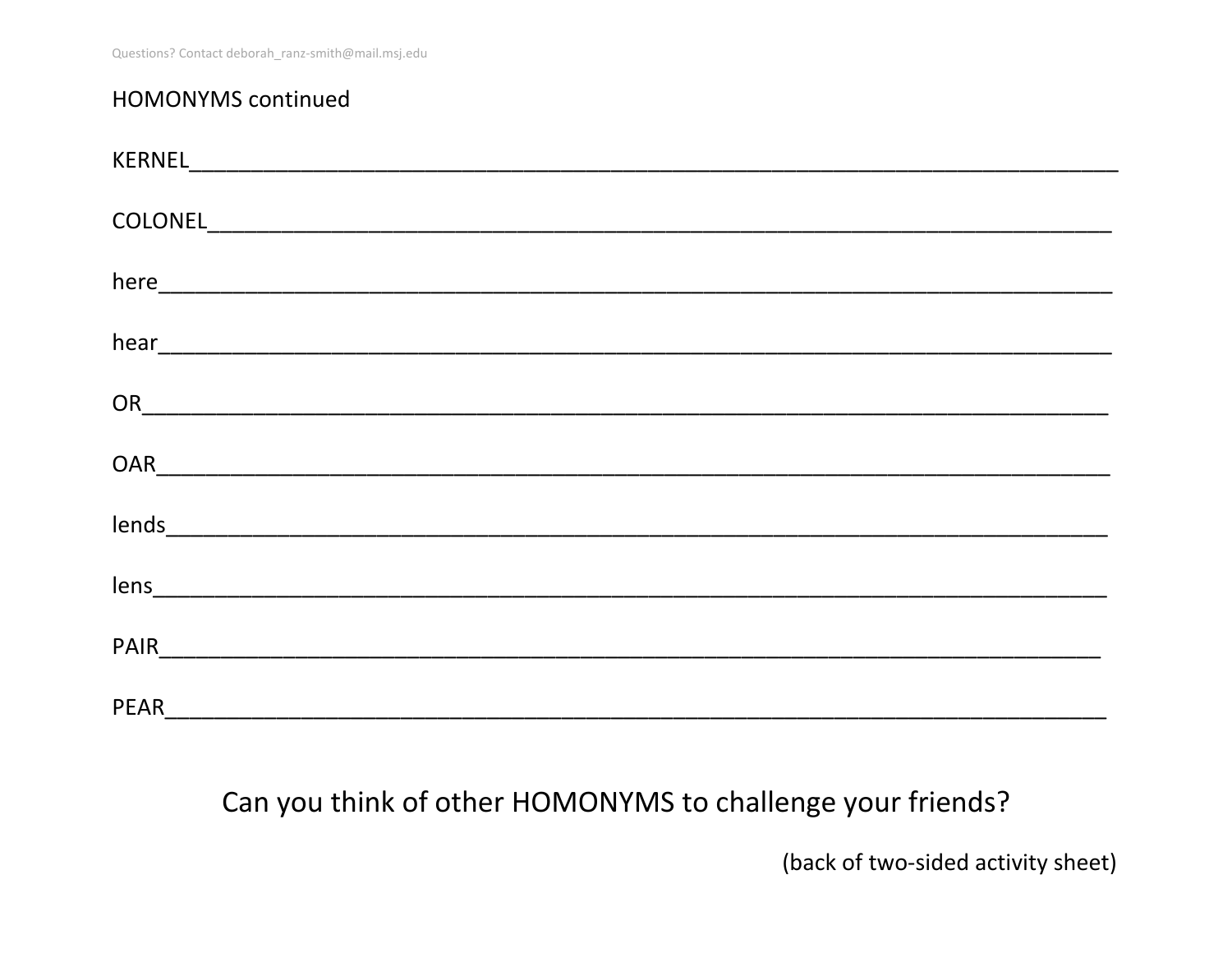HOMONYMS continued

KERNEL_______________________________________________________________________________

COLONEL_____________________________________________________________________________

here_________________________________________________________________________________

hear_________________________________________________________________________________

OR__________________________________________________________________________________

OAR_________________________________________________________________________________

lends________________________________________________________________________________

lens_________________________________________________________________________________

PAIR_______________________________________________________________________________

PEAR________________________________________________________________________________

Can you think of other HOMONYMS to challenge your friends?

(back of two-sided activity sheet)